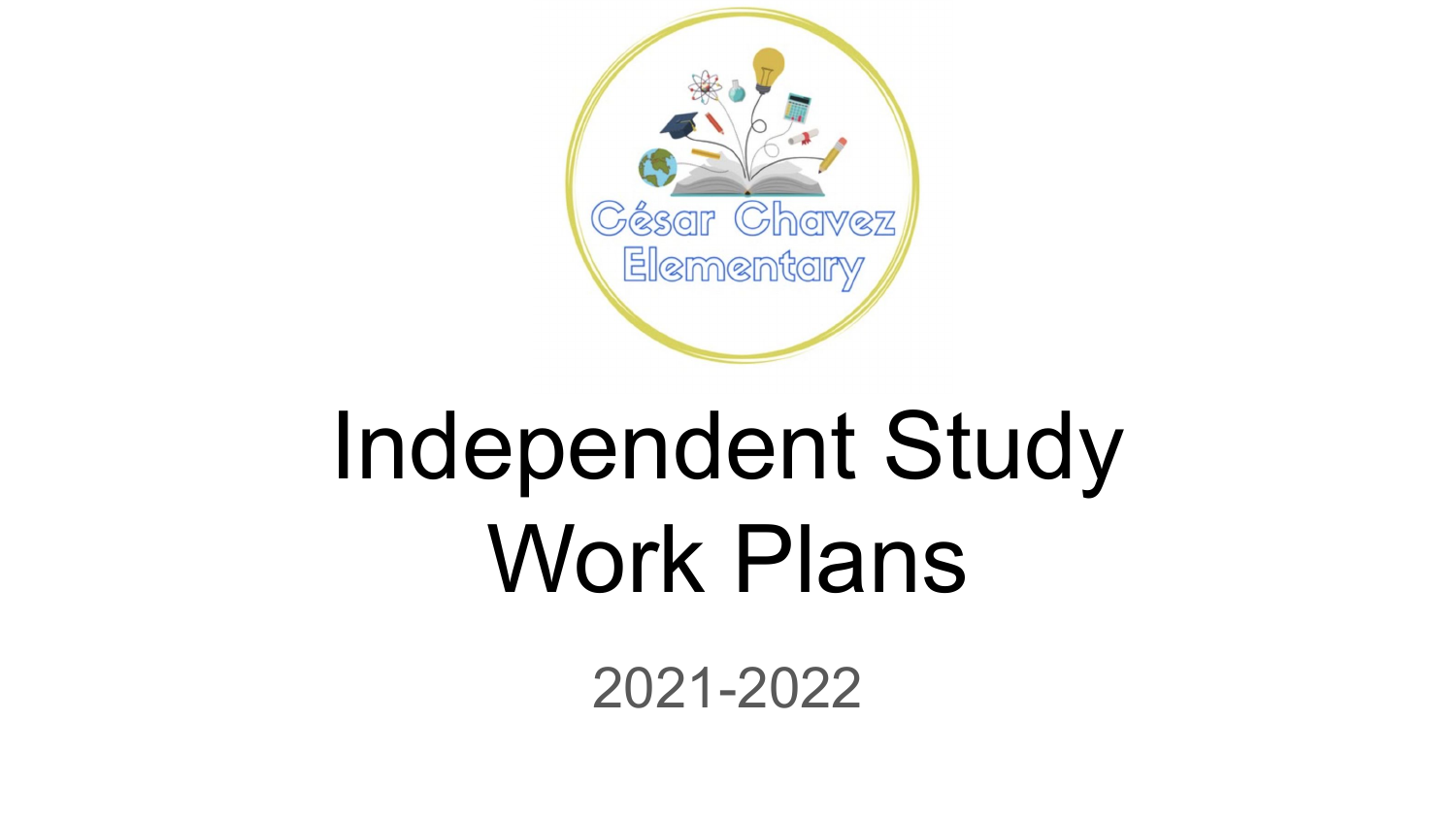César Chavez Elementary

# Independent Study Work Plans

2021-2022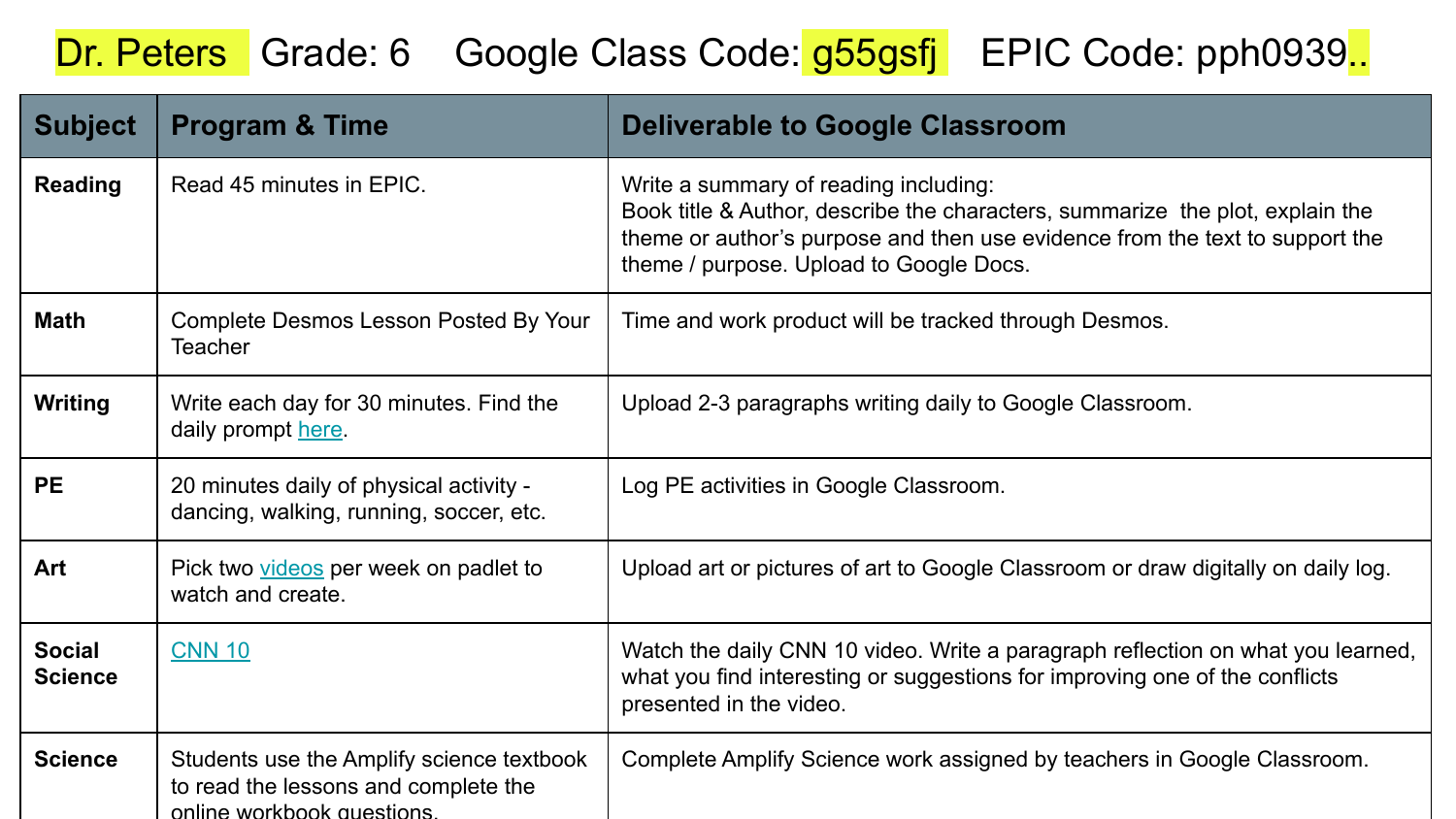Dr. Peters Grade: 6 Google Class Code: g55gsfj EPIC Code: pph0939..

| Subject | Program & Time | Deliverable to Google Classroom |
| --- | --- | --- |
| **Reading** | Read 45 minutes in EPIC. | Write a summary of reading including: Book title & Author, describe the characters, summarize the plot, explain the theme or author's purpose and then use evidence from the text to support the theme / purpose. Upload to Google Docs. |
| **Math** | Complete Desmos Lesson Posted By Your Teacher | Time and work product will be tracked through Desmos. |
| **Writing** | Write each day for 30 minutes. Find the daily prompt here. | Upload 2-3 paragraphs writing daily to Google Classroom. |
| **PE** | 20 minutes daily of physical activity - dancing, walking, running, soccer, etc. | Log PE activities in Google Classroom. |
| **Art** | Pick two videos per week on padlet to watch and create. | Upload art or pictures of art to Google Classroom or draw digitally on daily log. |
| **Social Science** | CNN 10 | Watch the daily CNN 10 video. Write a paragraph reflection on what you learned, what you find interesting or suggestions for improving one of the conflicts presented in the video. |
| **Science** | Students use the Amplify science textbook to read the lessons and complete the online workbook questions. | Complete Amplify Science work assigned by teachers in Google Classroom. |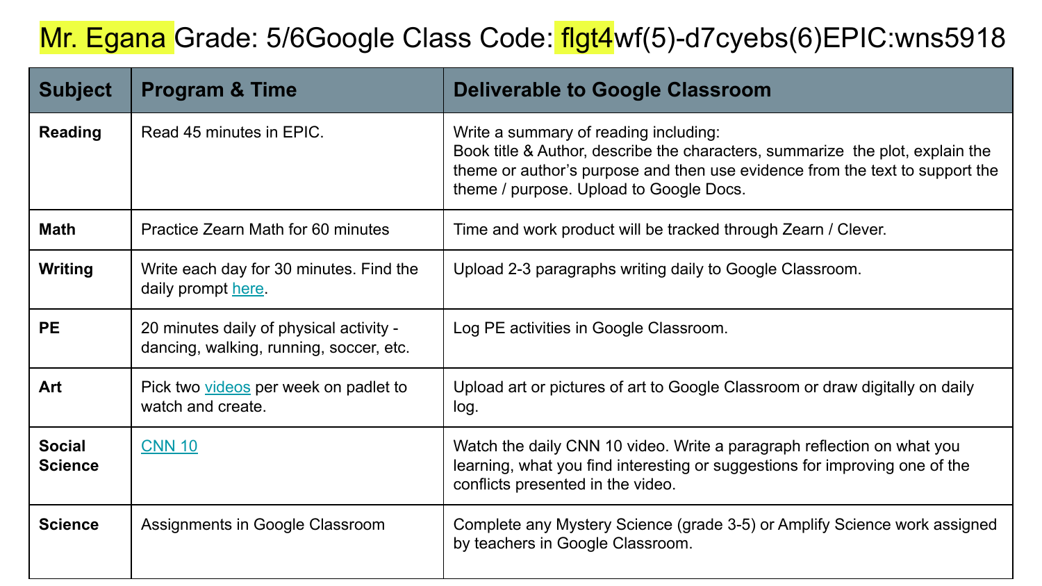# Mr. Egana Grade: 5/6Google Class Code: flgt4wf(5)-d7cyebs(6)EPIC:wns5918

| Subject | Program & Time | Deliverable to Google Classroom |
|---|---|---|
| **Reading** | Read 45 minutes in EPIC. | Write a summary of reading including: Book title & Author, describe the characters, summarize the plot, explain the theme or author's purpose and then use evidence from the text to support the theme / purpose. Upload to Google Docs. |
| **Math** | Practice Zearn Math for 60 minutes | Time and work product will be tracked through Zearn / Clever. |
| **Writing** | Write each day for 30 minutes. Find the daily prompt here. | Upload 2-3 paragraphs writing daily to Google Classroom. |
| **PE** | 20 minutes daily of physical activity - dancing, walking, running, soccer, etc. | Log PE activities in Google Classroom. |
| **Art** | Pick two videos per week on padlet to watch and create. | Upload art or pictures of art to Google Classroom or draw digitally on daily log. |
| **Social Science** | CNN 10 | Watch the daily CNN 10 video. Write a paragraph reflection on what you learning, what you find interesting or suggestions for improving one of the conflicts presented in the video. |
| **Science** | Assignments in Google Classroom | Complete any Mystery Science (grade 3-5) or Amplify Science work assigned by teachers in Google Classroom. |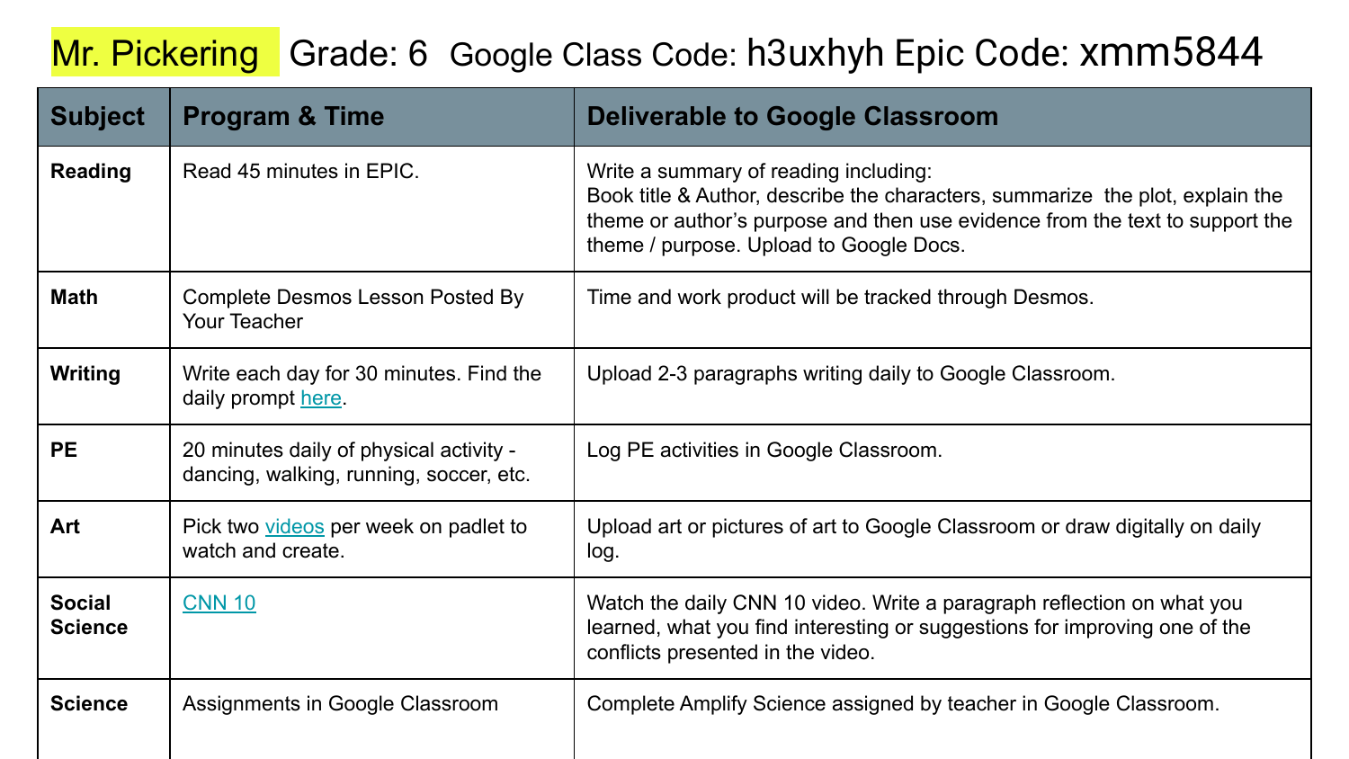# Mr. Pickering Grade: 6 Google Class Code: h3uxhyh Epic Code: xmm5844

| Subject | Program & Time | Deliverable to Google Classroom |
| --- | --- | --- |
| **Reading** | Read 45 minutes in EPIC. | Write a summary of reading including: Book title & Author, describe the characters, summarize the plot, explain the theme or author's purpose and then use evidence from the text to support the theme / purpose. Upload to Google Docs. |
| **Math** | Complete Desmos Lesson Posted By Your Teacher | Time and work product will be tracked through Desmos. |
| **Writing** | Write each day for 30 minutes. Find the daily prompt here. | Upload 2-3 paragraphs writing daily to Google Classroom. |
| **PE** | 20 minutes daily of physical activity - dancing, walking, running, soccer, etc. | Log PE activities in Google Classroom. |
| **Art** | Pick two videos per week on padlet to watch and create. | Upload art or pictures of art to Google Classroom or draw digitally on daily log. |
| **Social Science** | CNN 10 | Watch the daily CNN 10 video. Write a paragraph reflection on what you learned, what you find interesting or suggestions for improving one of the conflicts presented in the video. |
| **Science** | Assignments in Google Classroom | Complete Amplify Science assigned by teacher in Google Classroom. |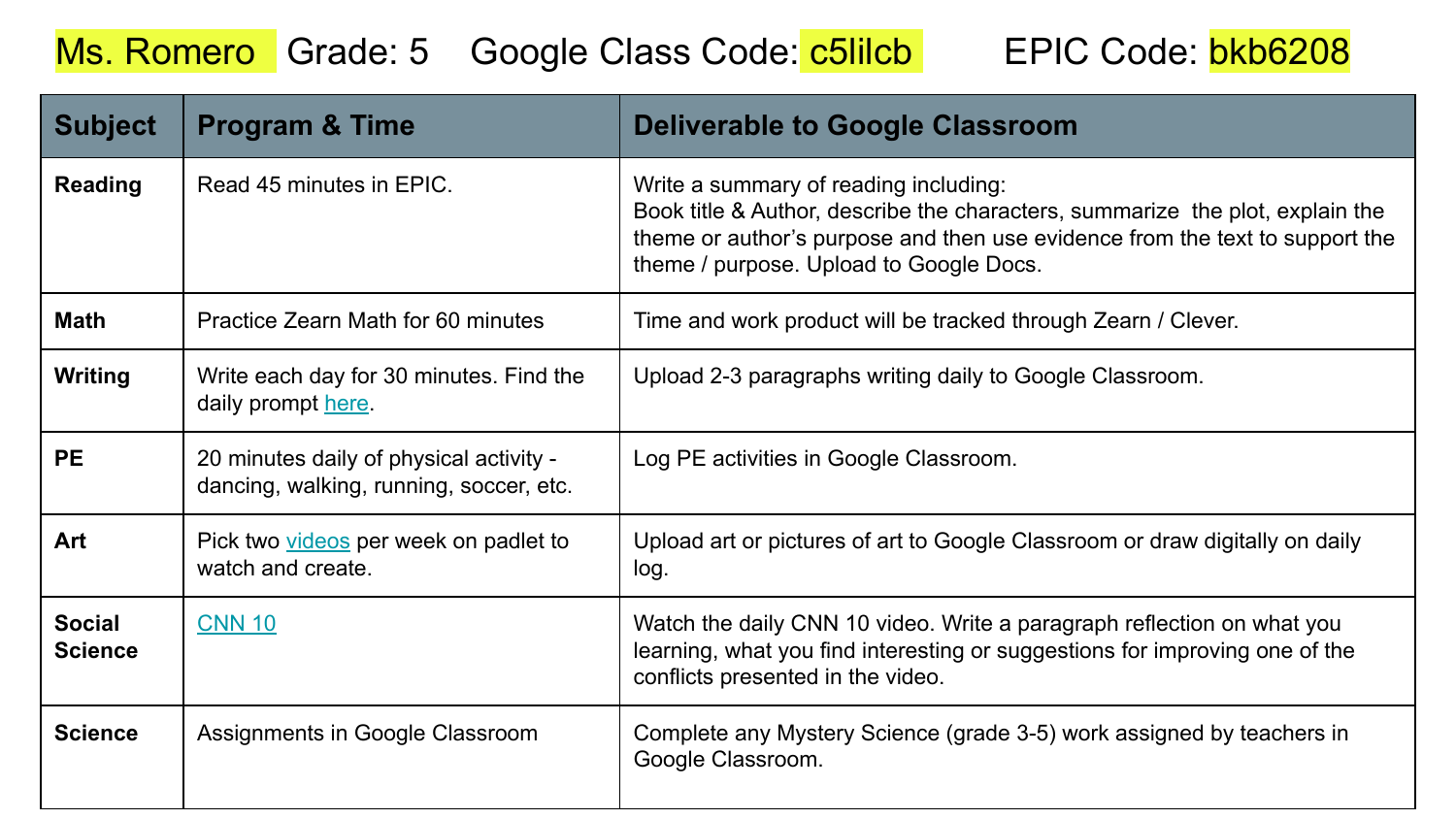Ms. Romero Grade: 5 Google Class Code: c5lilcb EPIC Code: bkb6208

| Subject | Program & Time | Deliverable to Google Classroom |
| --- | --- | --- |
| **Reading** | Read 45 minutes in EPIC. | Write a summary of reading including: Book title & Author, describe the characters, summarize the plot, explain the theme or author's purpose and then use evidence from the text to support the theme / purpose. Upload to Google Docs. |
| **Math** | Practice Zearn Math for 60 minutes | Time and work product will be tracked through Zearn / Clever. |
| **Writing** | Write each day for 30 minutes. Find the daily prompt here. | Upload 2-3 paragraphs writing daily to Google Classroom. |
| **PE** | 20 minutes daily of physical activity - dancing, walking, running, soccer, etc. | Log PE activities in Google Classroom. |
| **Art** | Pick two videos per week on padlet to watch and create. | Upload art or pictures of art to Google Classroom or draw digitally on daily log. |
| **Social Science** | CNN 10 | Watch the daily CNN 10 video. Write a paragraph reflection on what you learning, what you find interesting or suggestions for improving one of the conflicts presented in the video. |
| **Science** | Assignments in Google Classroom | Complete any Mystery Science (grade 3-5) work assigned by teachers in Google Classroom. |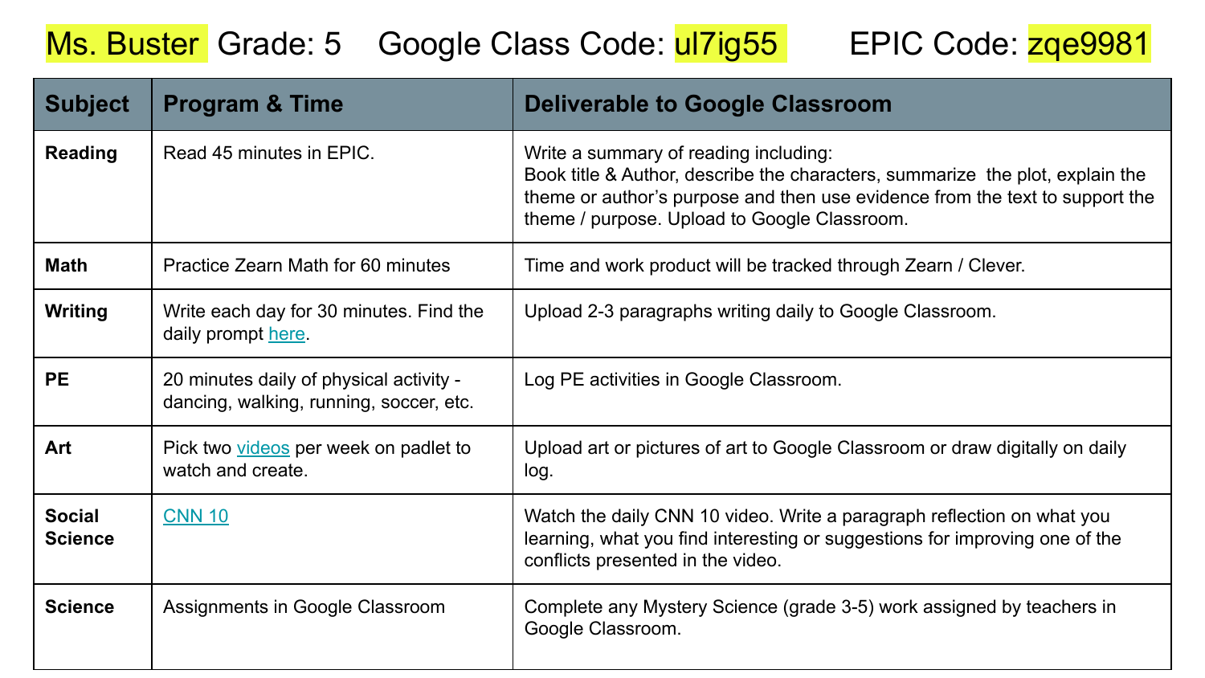Ms. Buster Grade: 5 Google Class Code: ul7ig55 EPIC Code: zqe9981

| Subject | Program & Time | Deliverable to Google Classroom |
|---|---|---|
| **Reading** | Read 45 minutes in EPIC. | Write a summary of reading including: Book title & Author, describe the characters, summarize the plot, explain the theme or author's purpose and then use evidence from the text to support the theme / purpose. Upload to Google Classroom. |
| **Math** | Practice Zearn Math for 60 minutes | Time and work product will be tracked through Zearn / Clever. |
| **Writing** | Write each day for 30 minutes. Find the daily prompt here. | Upload 2-3 paragraphs writing daily to Google Classroom. |
| **PE** | 20 minutes daily of physical activity - dancing, walking, running, soccer, etc. | Log PE activities in Google Classroom. |
| **Art** | Pick two videos per week on padlet to watch and create. | Upload art or pictures of art to Google Classroom or draw digitally on daily log. |
| **Social Science** | CNN 10 | Watch the daily CNN 10 video. Write a paragraph reflection on what you learning, what you find interesting or suggestions for improving one of the conflicts presented in the video. |
| **Science** | Assignments in Google Classroom | Complete any Mystery Science (grade 3-5) work assigned by teachers in Google Classroom. |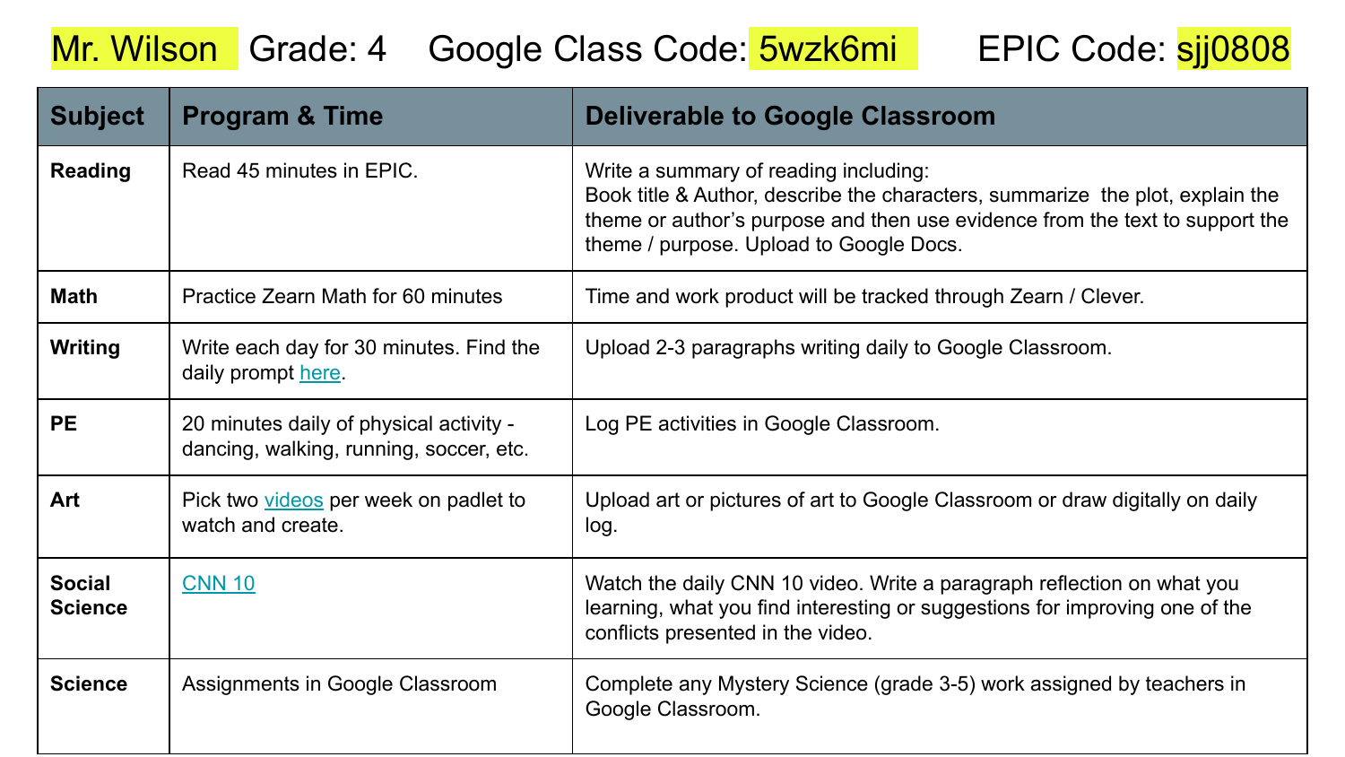Mr. Wilson Grade: 4 Google Class Code: 5wzk6mi EPIC Code: sjj0808

| Subject | Program & Time | Deliverable to Google Classroom |
|---|---|---|
| **Reading** | Read 45 minutes in EPIC. | Write a summary of reading including: Book title & Author, describe the characters, summarize the plot, explain the theme or author's purpose and then use evidence from the text to support the theme / purpose. Upload to Google Docs. |
| **Math** | Practice Zearn Math for 60 minutes | Time and work product will be tracked through Zearn / Clever. |
| **Writing** | Write each day for 30 minutes. Find the daily prompt here. | Upload 2-3 paragraphs writing daily to Google Classroom. |
| **PE** | 20 minutes daily of physical activity - dancing, walking, running, soccer, etc. | Log PE activities in Google Classroom. |
| **Art** | Pick two videos per week on padlet to watch and create. | Upload art or pictures of art to Google Classroom or draw digitally on daily log. |
| **Social Science** | CNN 10 | Watch the daily CNN 10 video. Write a paragraph reflection on what you learning, what you find interesting or suggestions for improving one of the conflicts presented in the video. |
| **Science** | Assignments in Google Classroom | Complete any Mystery Science (grade 3-5) work assigned by teachers in Google Classroom. |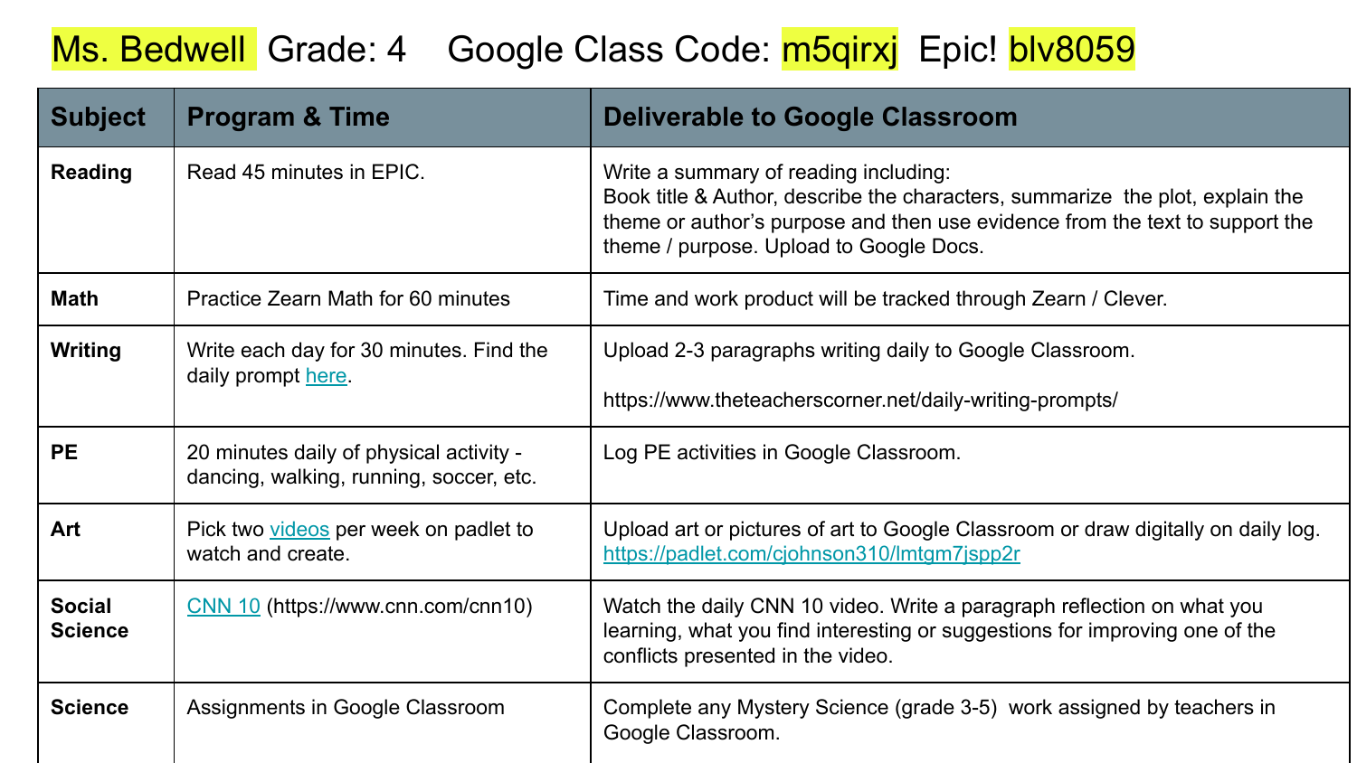Ms. Bedwell Grade: 4 Google Class Code: m5qirxj Epic! blv8059

| Subject | Program & Time | Deliverable to Google Classroom |
| --- | --- | --- |
| **Reading** | Read 45 minutes in EPIC. | Write a summary of reading including: Book title & Author, describe the characters, summarize the plot, explain the theme or author's purpose and then use evidence from the text to support the theme / purpose. Upload to Google Docs. |
| **Math** | Practice Zearn Math for 60 minutes | Time and work product will be tracked through Zearn / Clever. |
| **Writing** | Write each day for 30 minutes. Find the daily prompt here. | Upload 2-3 paragraphs writing daily to Google Classroom.<br><br>https://www.theteacherscorner.net/daily-writing-prompts/ |
| **PE** | 20 minutes daily of physical activity - dancing, walking, running, soccer, etc. | Log PE activities in Google Classroom. |
| **Art** | Pick two videos per week on padlet to watch and create. | Upload art or pictures of art to Google Classroom or draw digitally on daily log. https://padlet.com/cjohnson310/lmtgm7jspp2r |
| **Social Science** | CNN 10 (https://www.cnn.com/cnn10) | Watch the daily CNN 10 video. Write a paragraph reflection on what you learning, what you find interesting or suggestions for improving one of the conflicts presented in the video. |
| **Science** | Assignments in Google Classroom | Complete any Mystery Science (grade 3-5) work assigned by teachers in Google Classroom. |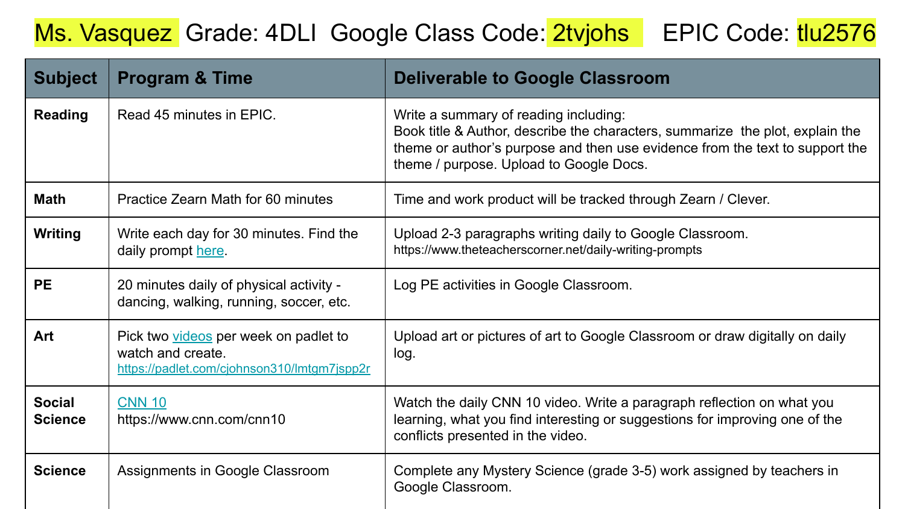Ms. Vasquez Grade: 4DLI Google Class Code: 2tvjohs EPIC Code: tlu2576

| Subject | Program & Time | Deliverable to Google Classroom |
| --- | --- | --- |
| **Reading** | Read 45 minutes in EPIC. | Write a summary of reading including: Book title & Author, describe the characters, summarize the plot, explain the theme or author's purpose and then use evidence from the text to support the theme / purpose. Upload to Google Docs. |
| **Math** | Practice Zearn Math for 60 minutes | Time and work product will be tracked through Zearn / Clever. |
| **Writing** | Write each day for 30 minutes. Find the daily prompt here. | Upload 2-3 paragraphs writing daily to Google Classroom. https://www.theteacherscorner.net/daily-writing-prompts |
| **PE** | 20 minutes daily of physical activity - dancing, walking, running, soccer, etc. | Log PE activities in Google Classroom. |
| **Art** | Pick two videos per week on padlet to watch and create. https://padlet.com/cjohnson310/lmtgm7jspp2r | Upload art or pictures of art to Google Classroom or draw digitally on daily log. |
| **Social Science** | CNN 10 https://www.cnn.com/cnn10 | Watch the daily CNN 10 video. Write a paragraph reflection on what you learning, what you find interesting or suggestions for improving one of the conflicts presented in the video. |
| **Science** | Assignments in Google Classroom | Complete any Mystery Science (grade 3-5) work assigned by teachers in Google Classroom. |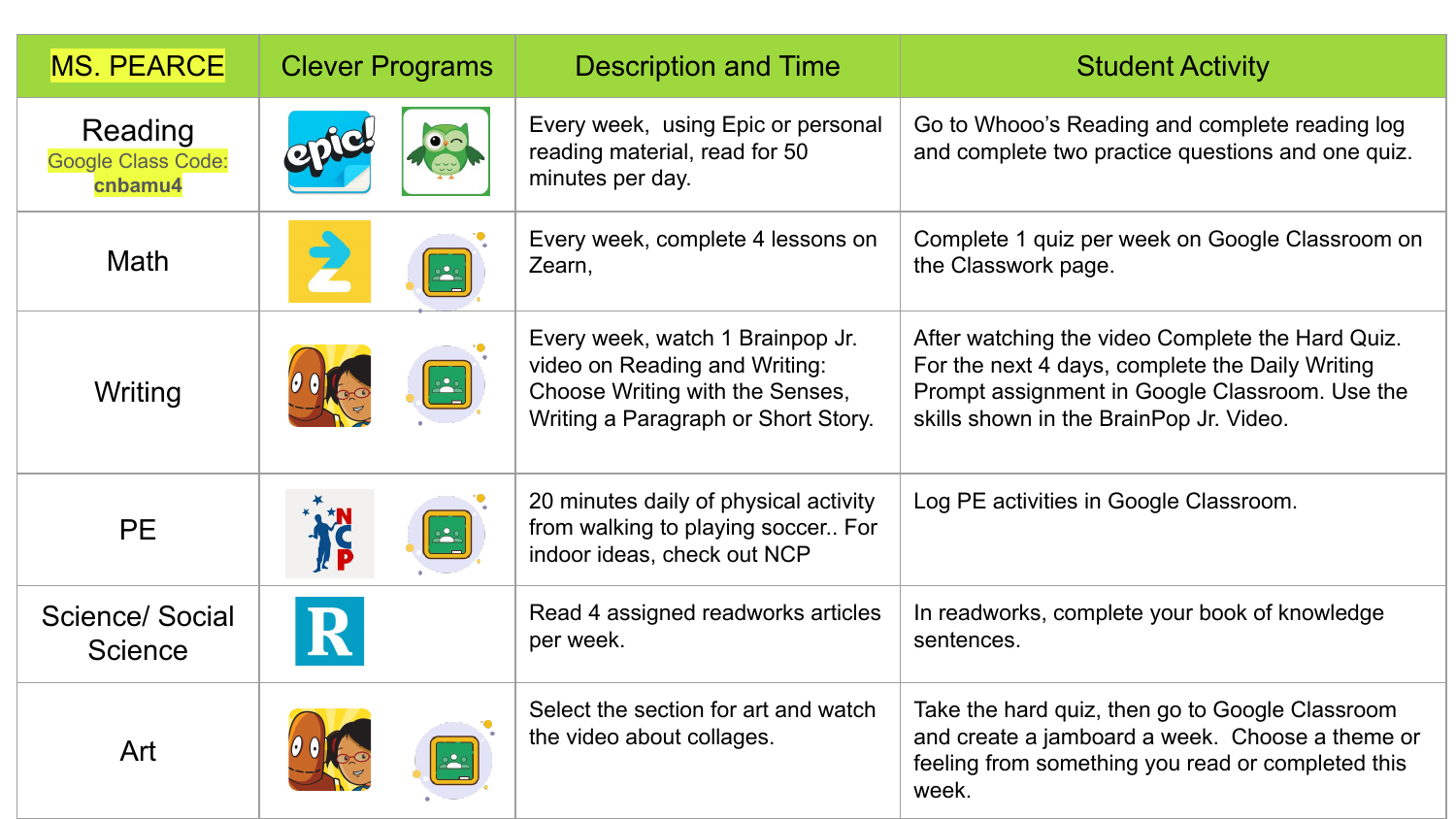| MS. PEARCE | Clever Programs | Description and Time | Student Activity |
|---|---|---|---|
| Reading<br>Google Class Code: **cnbamu4** | | Every week, using Epic or personal reading material, read for 50 minutes per day. | Go to Whooo's Reading and complete reading log and complete two practice questions and one quiz. |
| Math | | Every week, complete 4 lessons on Zearn, | Complete 1 quiz per week on Google Classroom on the Classwork page. |
| Writing | | Every week, watch 1 Brainpop Jr. video on Reading and Writing: Choose Writing with the Senses, Writing a Paragraph or Short Story. | After watching the video Complete the Hard Quiz. For the next 4 days, complete the Daily Writing Prompt assignment in Google Classroom. Use the skills shown in the BrainPop Jr. Video. |
| PE | | 20 minutes daily of physical activity from walking to playing soccer.. For indoor ideas, check out NCP | Log PE activities in Google Classroom. |
| Science/ Social Science | | Read 4 assigned readworks articles per week. | In readworks, complete your book of knowledge sentences. |
| Art | | Select the section for art and watch the video about collages. | Take the hard quiz, then go to Google Classroom and create a jamboard a week. Choose a theme or feeling from something you read or completed this week. |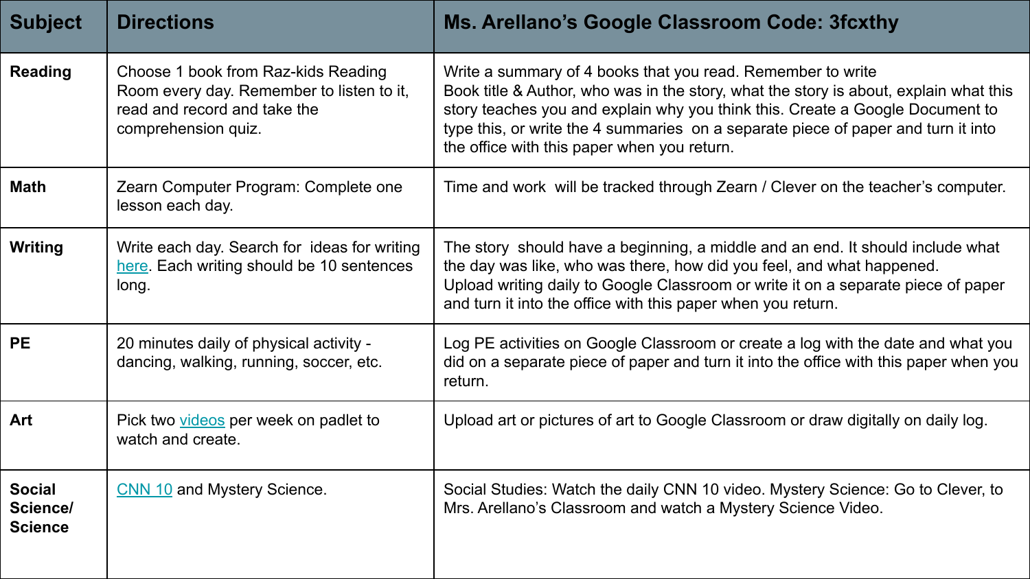| Subject | Directions | Ms. Arellano's Google Classroom Code: 3fcxthy |
| --- | --- | --- |
| **Reading** | Choose 1 book from Raz-kids Reading Room every day. Remember to listen to it, read and record and take the comprehension quiz. | Write a summary of 4 books that you read. Remember to write Book title & Author, who was in the story, what the story is about, explain what this story teaches you and explain why you think this. Create a Google Document to type this, or write the 4 summaries on a separate piece of paper and turn it into the office with this paper when you return. |
| **Math** | Zearn Computer Program: Complete one lesson each day. | Time and work will be tracked through Zearn / Clever on the teacher's computer. |
| **Writing** | Write each day. Search for ideas for writing here. Each writing should be 10 sentences long. | The story should have a beginning, a middle and an end. It should include what the day was like, who was there, how did you feel, and what happened. Upload writing daily to Google Classroom or write it on a separate piece of paper and turn it into the office with this paper when you return. |
| **PE** | 20 minutes daily of physical activity - dancing, walking, running, soccer, etc. | Log PE activities on Google Classroom or create a log with the date and what you did on a separate piece of paper and turn it into the office with this paper when you return. |
| **Art** | Pick two videos per week on padlet to watch and create. | Upload art or pictures of art to Google Classroom or draw digitally on daily log. |
| **Social Science/ Science** | CNN 10 and Mystery Science. | Social Studies: Watch the daily CNN 10 video. Mystery Science: Go to Clever, to Mrs. Arellano's Classroom and watch a Mystery Science Video. |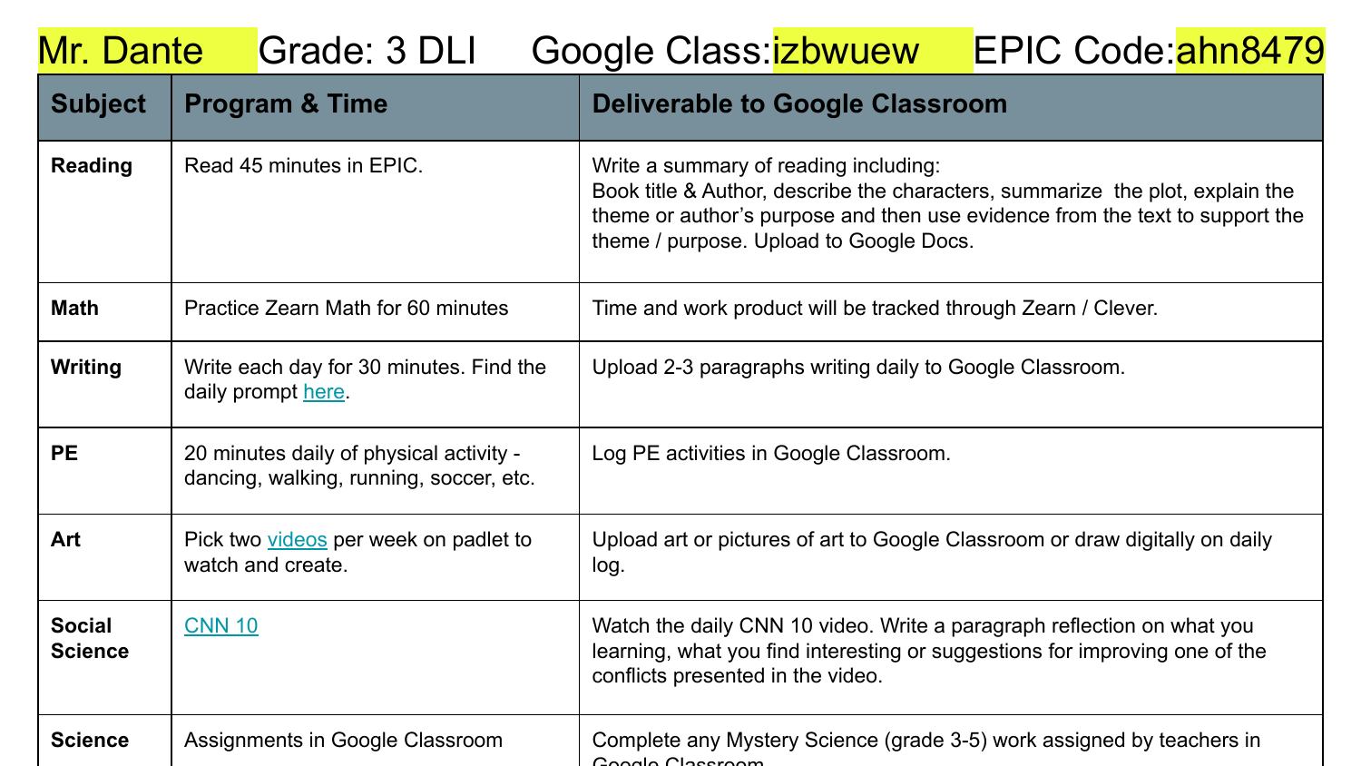Mr. Dante Grade: 3 DLI Google Class:izbwuew EPIC Code:ahn8479

| Subject | Program & Time | Deliverable to Google Classroom |
| --- | --- | --- |
| **Reading** | Read 45 minutes in EPIC. | Write a summary of reading including: Book title & Author, describe the characters, summarize the plot, explain the theme or author's purpose and then use evidence from the text to support the theme / purpose. Upload to Google Docs. |
| **Math** | Practice Zearn Math for 60 minutes | Time and work product will be tracked through Zearn / Clever. |
| **Writing** | Write each day for 30 minutes. Find the daily prompt [here](). | Upload 2-3 paragraphs writing daily to Google Classroom. |
| **PE** | 20 minutes daily of physical activity - dancing, walking, running, soccer, etc. | Log PE activities in Google Classroom. |
| **Art** | Pick two [videos]() per week on padlet to watch and create. | Upload art or pictures of art to Google Classroom or draw digitally on daily log. |
| **Social Science** | [CNN 10]() | Watch the daily CNN 10 video. Write a paragraph reflection on what you learning, what you find interesting or suggestions for improving one of the conflicts presented in the video. |
| **Science** | Assignments in Google Classroom | Complete any Mystery Science (grade 3-5) work assigned by teachers in Google Classroom. |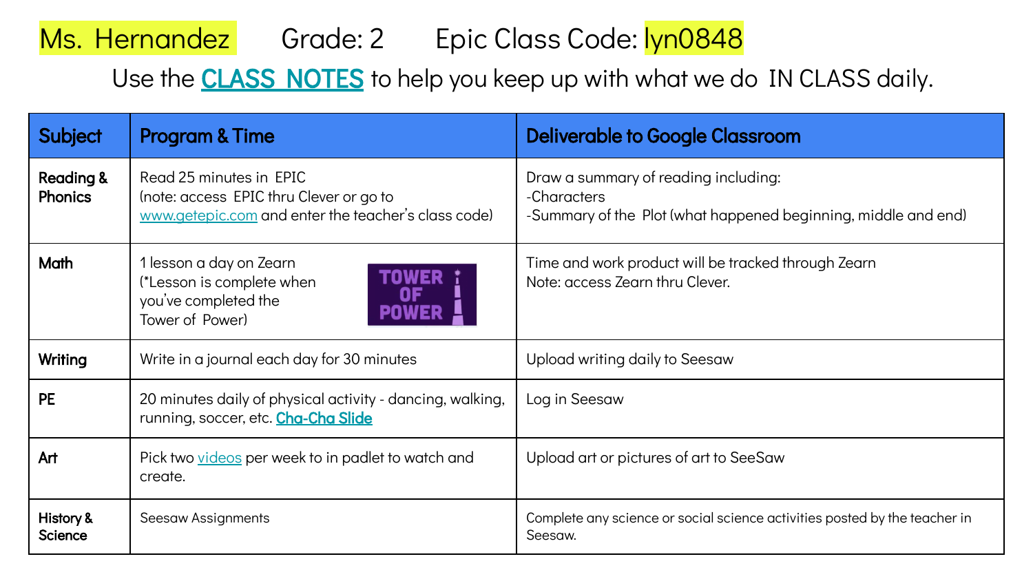Ms. Hernandez      Grade: 2      Epic Class Code: lyn0848

Use the **CLASS NOTES** to help you keep up with what we do IN CLASS daily.

| Subject | Program & Time | Deliverable to Google Classroom |
|---|---|---|
| **Reading & Phonics** | Read 25 minutes in EPIC (note: access EPIC thru Clever or go to www.getepic.com and enter the teacher's class code) | Draw a summary of reading including:<br>-Characters<br>-Summary of the Plot (what happened beginning, middle and end) |
| **Math** | 1 lesson a day on Zearn (*Lesson is complete when you've completed the Tower of Power) TOWER OF POWER | Time and work product will be tracked through Zearn<br>Note: access Zearn thru Clever. |
| **Writing** | Write in a journal each day for 30 minutes | Upload writing daily to Seesaw |
| **PE** | 20 minutes daily of physical activity - dancing, walking, running, soccer, etc. **Cha-Cha Slide** | Log in Seesaw |
| **Art** | Pick two videos per week to in padlet to watch and create. | Upload art or pictures of art to SeeSaw |
| **History & Science** | Seesaw Assignments | Complete any science or social science activities posted by the teacher in Seesaw. |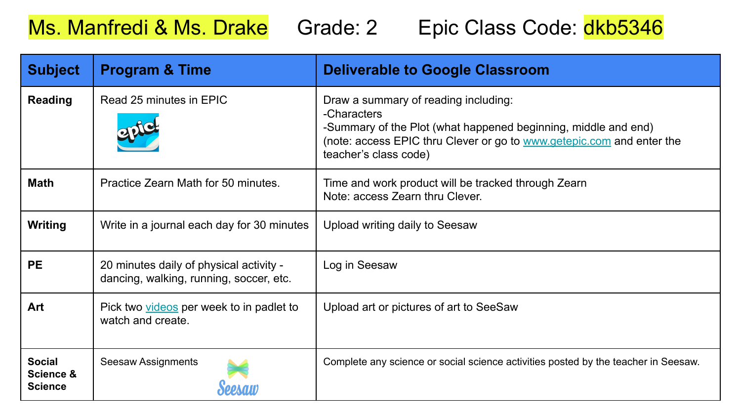# Ms. Manfredi & Ms. Drake Grade: 2 Epic Class Code: dkb5346

| Subject | Program & Time | Deliverable to Google Classroom |
|---|---|---|
| **Reading** | Read 25 minutes in EPIC | Draw a summary of reading including:<br>-Characters<br>-Summary of the Plot (what happened beginning, middle and end)<br>(note: access EPIC thru Clever or go to www.getepic.com and enter the teacher's class code) |
| **Math** | Practice Zearn Math for 50 minutes. | Time and work product will be tracked through Zearn<br>Note: access Zearn thru Clever. |
| **Writing** | Write in a journal each day for 30 minutes | Upload writing daily to Seesaw |
| **PE** | 20 minutes daily of physical activity - dancing, walking, running, soccer, etc. | Log in Seesaw |
| **Art** | Pick two videos per week to in padlet to watch and create. | Upload art or pictures of art to SeeSaw |
| **Social Science & Science** | Seesaw Assignments | Complete any science or social science activities posted by the teacher in Seesaw. |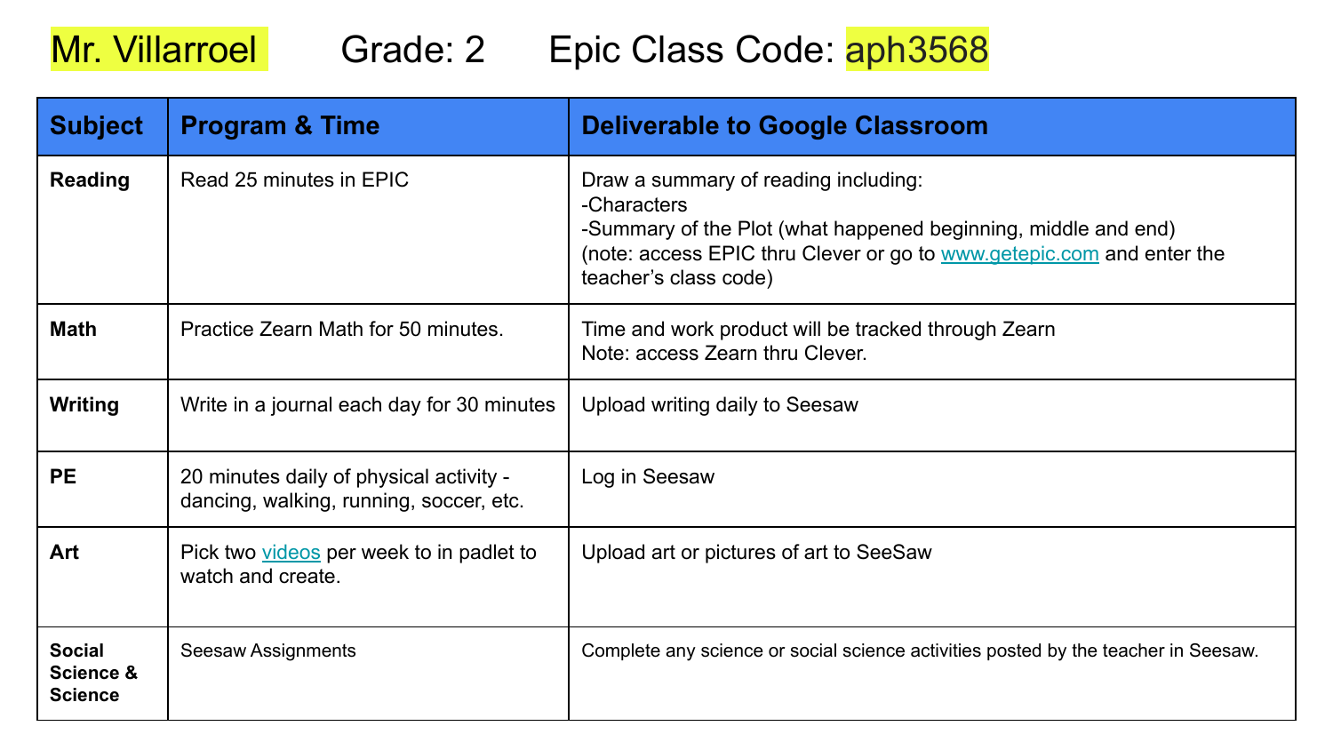**Mr. Villarroel** Grade: 2 Epic Class Code: **aph3568**

| Subject | Program & Time | Deliverable to Google Classroom |
|---|---|---|
| **Reading** | Read 25 minutes in EPIC | Draw a summary of reading including:<br>-Characters<br>-Summary of the Plot (what happened beginning, middle and end)<br>(note: access EPIC thru Clever or go to [www.getepic.com](http://www.getepic.com) and enter the teacher's class code) |
| **Math** | Practice Zearn Math for 50 minutes. | Time and work product will be tracked through Zearn<br>Note: access Zearn thru Clever. |
| **Writing** | Write in a journal each day for 30 minutes | Upload writing daily to Seesaw |
| **PE** | 20 minutes daily of physical activity - dancing, walking, running, soccer, etc. | Log in Seesaw |
| **Art** | Pick two [videos]() per week to in padlet to watch and create. | Upload art or pictures of art to SeeSaw |
| **Social Science & Science** | Seesaw Assignments | Complete any science or social science activities posted by the teacher in Seesaw. |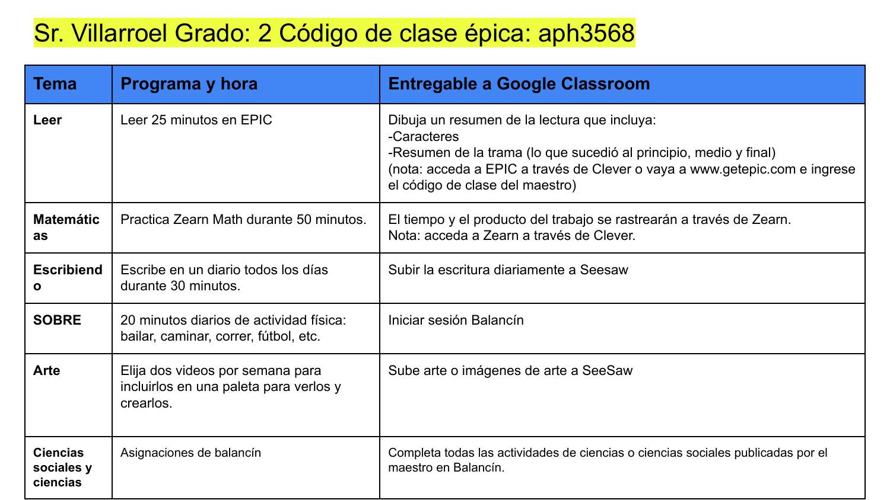# Sr. Villarroel Grado: 2 Código de clase épica: aph3568

| Tema | Programa y hora | Entregable a Google Classroom |
| --- | --- | --- |
| **Leer** | Leer 25 minutos en EPIC | Dibuja un resumen de la lectura que incluya:<br>-Caracteres<br>-Resumen de la trama (lo que sucedió al principio, medio y final)<br>(nota: acceda a EPIC a través de Clever o vaya a www.getepic.com e ingrese el código de clase del maestro) |
| **Matemáticas** | Practica Zearn Math durante 50 minutos. | El tiempo y el producto del trabajo se rastrearán a través de Zearn.<br>Nota: acceda a Zearn a través de Clever. |
| **Escribiendo** | Escribe en un diario todos los días durante 30 minutos. | Subir la escritura diariamente a Seesaw |
| **SOBRE** | 20 minutos diarios de actividad física: bailar, caminar, correr, fútbol, etc. | Iniciar sesión Balancín |
| **Arte** | Elija dos videos por semana para incluirlos en una paleta para verlos y crearlos. | Sube arte o imágenes de arte a SeeSaw |
| **Ciencias sociales y ciencias** | Asignaciones de balancín | Completa todas las actividades de ciencias o ciencias sociales publicadas por el maestro en Balancín. |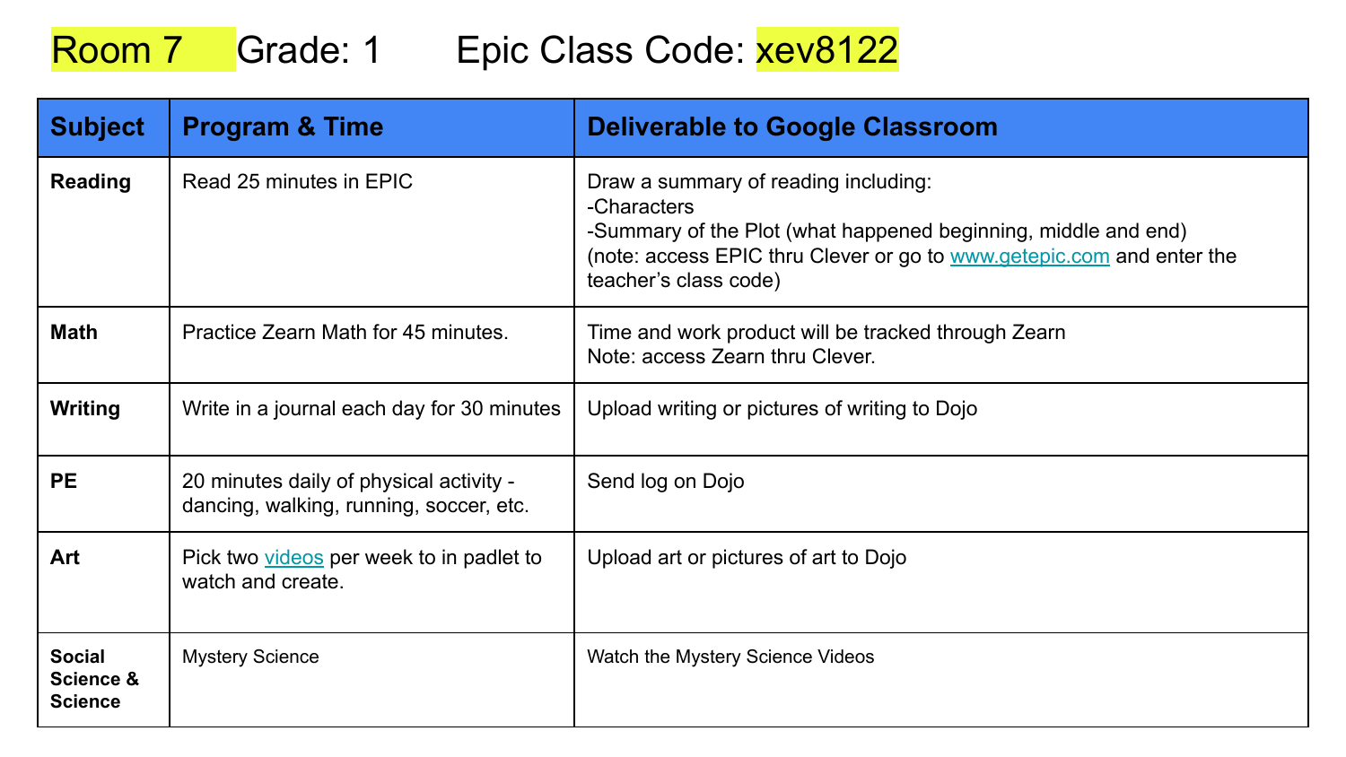# Room 7 Grade: 1 Epic Class Code: xev8122

| Subject | Program & Time | Deliverable to Google Classroom |
|---|---|---|
| **Reading** | Read 25 minutes in EPIC | Draw a summary of reading including:<br>-Characters<br>-Summary of the Plot (what happened beginning, middle and end)<br>(note: access EPIC thru Clever or go to [www.getepic.com](www.getepic.com) and enter the teacher's class code) |
| **Math** | Practice Zearn Math for 45 minutes. | Time and work product will be tracked through Zearn<br>Note: access Zearn thru Clever. |
| **Writing** | Write in a journal each day for 30 minutes | Upload writing or pictures of writing to Dojo |
| **PE** | 20 minutes daily of physical activity - dancing, walking, running, soccer, etc. | Send log on Dojo |
| **Art** | Pick two videos per week to in padlet to watch and create. | Upload art or pictures of art to Dojo |
| **Social Science & Science** | Mystery Science | Watch the Mystery Science Videos |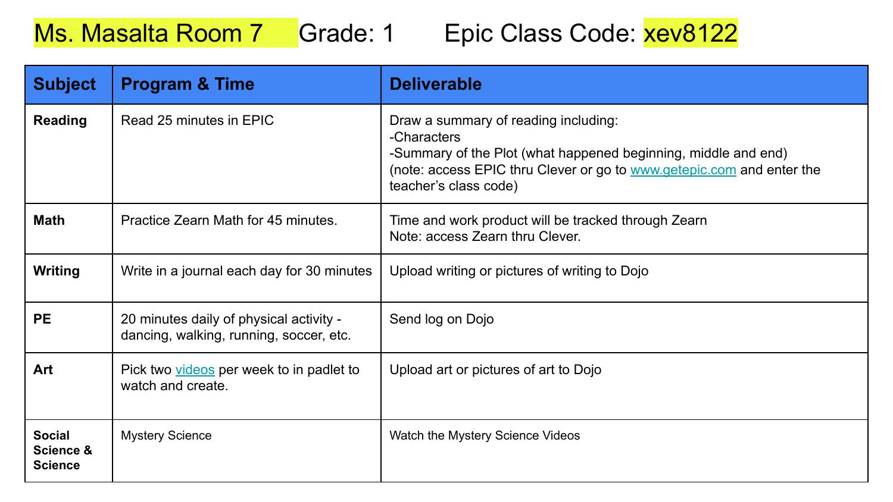Ms. Masalta Room 7 Grade: 1 Epic Class Code: xev8122

| Subject | Program & Time | Deliverable |
| --- | --- | --- |
| **Reading** | Read 25 minutes in EPIC | Draw a summary of reading including:<br>-Characters<br>-Summary of the Plot (what happened beginning, middle and end)<br>(note: access EPIC thru Clever or go to [www.getepic.com](http://www.getepic.com) and enter the teacher's class code) |
| **Math** | Practice Zearn Math for 45 minutes. | Time and work product will be tracked through Zearn<br>Note: access Zearn thru Clever. |
| **Writing** | Write in a journal each day for 30 minutes | Upload writing or pictures of writing to Dojo |
| **PE** | 20 minutes daily of physical activity - dancing, walking, running, soccer, etc. | Send log on Dojo |
| **Art** | Pick two videos per week to in padlet to watch and create. | Upload art or pictures of art to Dojo |
| **Social Science & Science** | Mystery Science | Watch the Mystery Science Videos |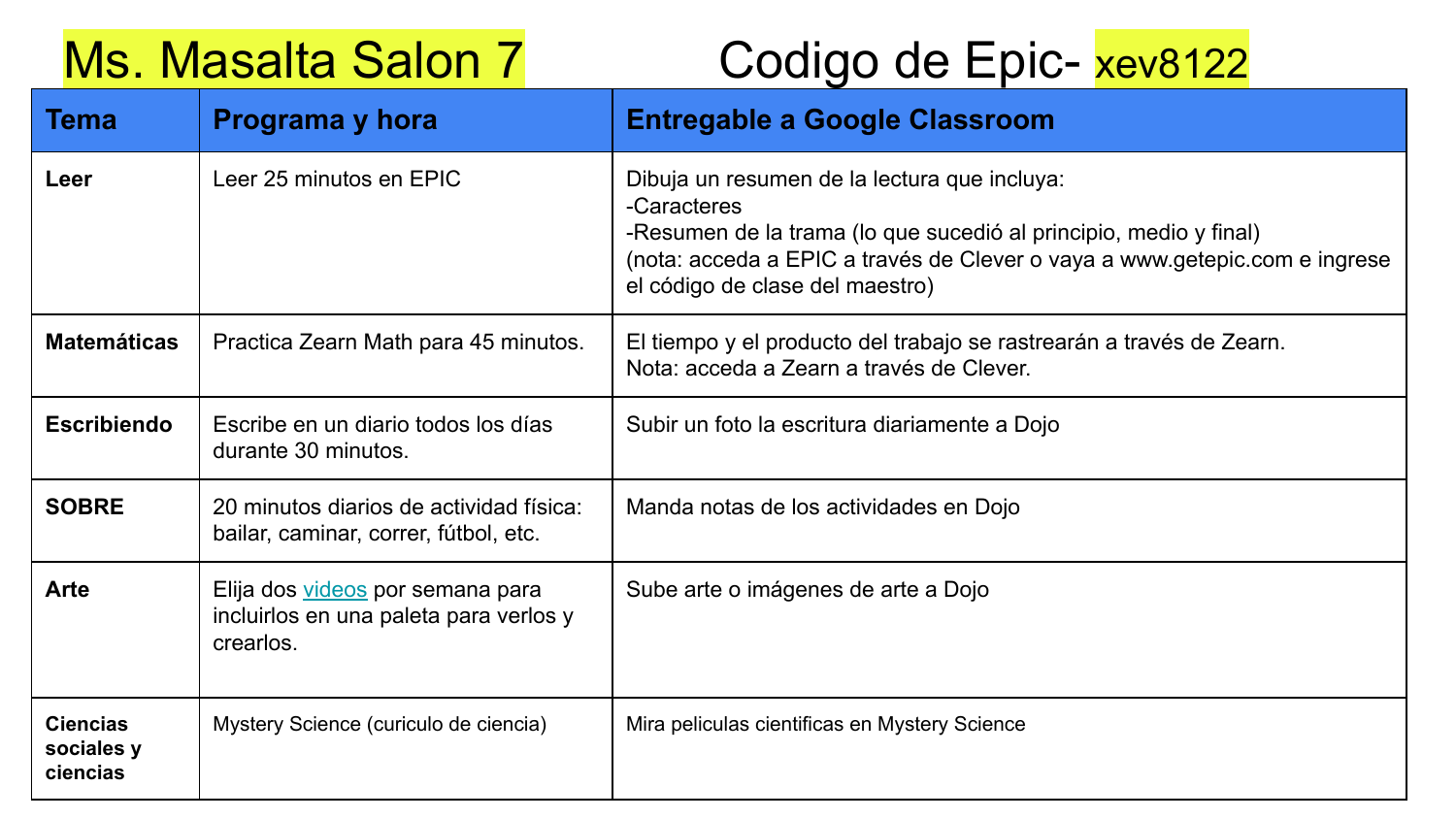# Ms. Masalta Salon 7 Codigo de Epic- xev8122

| Tema | Programa y hora | Entregable a Google Classroom |
|---|---|---|
| **Leer** | Leer 25 minutos en EPIC | Dibuja un resumen de la lectura que incluya:<br>-Caracteres<br>-Resumen de la trama (lo que sucedió al principio, medio y final)<br>(nota: acceda a EPIC a través de Clever o vaya a www.getepic.com e ingrese el código de clase del maestro) |
| **Matemáticas** | Practica Zearn Math para 45 minutos. | El tiempo y el producto del trabajo se rastrearán a través de Zearn.<br>Nota: acceda a Zearn a través de Clever. |
| **Escribiendo** | Escribe en un diario todos los días durante 30 minutos. | Subir un foto la escritura diariamente a Dojo |
| **SOBRE** | 20 minutos diarios de actividad física: bailar, caminar, correr, fútbol, etc. | Manda notas de los actividades en Dojo |
| **Arte** | Elija dos videos por semana para incluirlos en una paleta para verlos y crearlos. | Sube arte o imágenes de arte a Dojo |
| **Ciencias sociales y ciencias** | Mystery Science (curiculo de ciencia) | Mira peliculas cientificas en Mystery Science |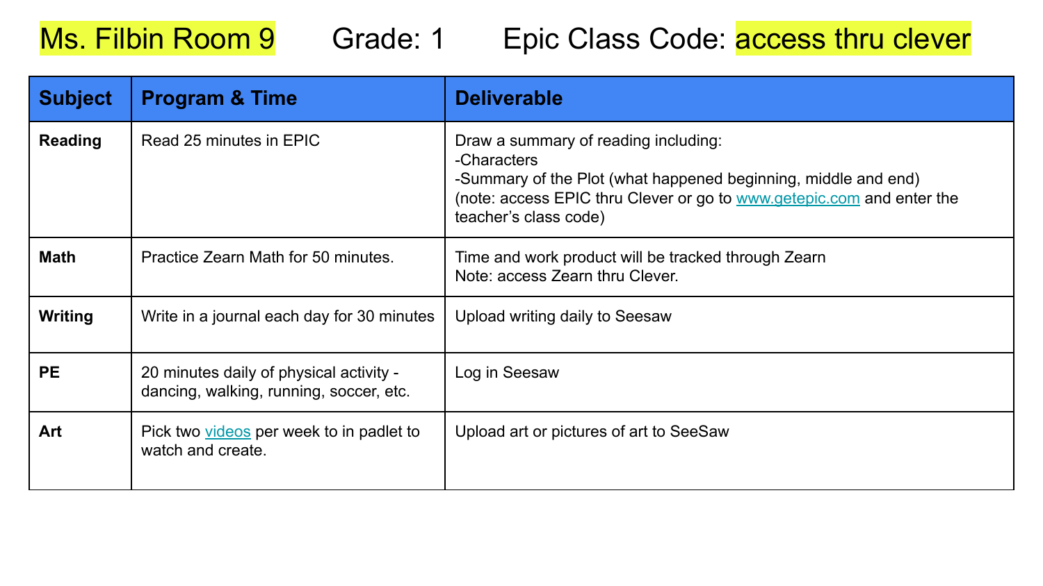Ms. Filbin Room 9 Grade: 1 Epic Class Code: access thru clever

| Subject | Program & Time | Deliverable |
| --- | --- | --- |
| **Reading** | Read 25 minutes in EPIC | Draw a summary of reading including:<br>-Characters<br>-Summary of the Plot (what happened beginning, middle and end)<br>(note: access EPIC thru Clever or go to www.getepic.com and enter the teacher's class code) |
| **Math** | Practice Zearn Math for 50 minutes. | Time and work product will be tracked through Zearn<br>Note: access Zearn thru Clever. |
| **Writing** | Write in a journal each day for 30 minutes | Upload writing daily to Seesaw |
| **PE** | 20 minutes daily of physical activity - dancing, walking, running, soccer, etc. | Log in Seesaw |
| **Art** | Pick two videos per week to in padlet to watch and create. | Upload art or pictures of art to SeeSaw |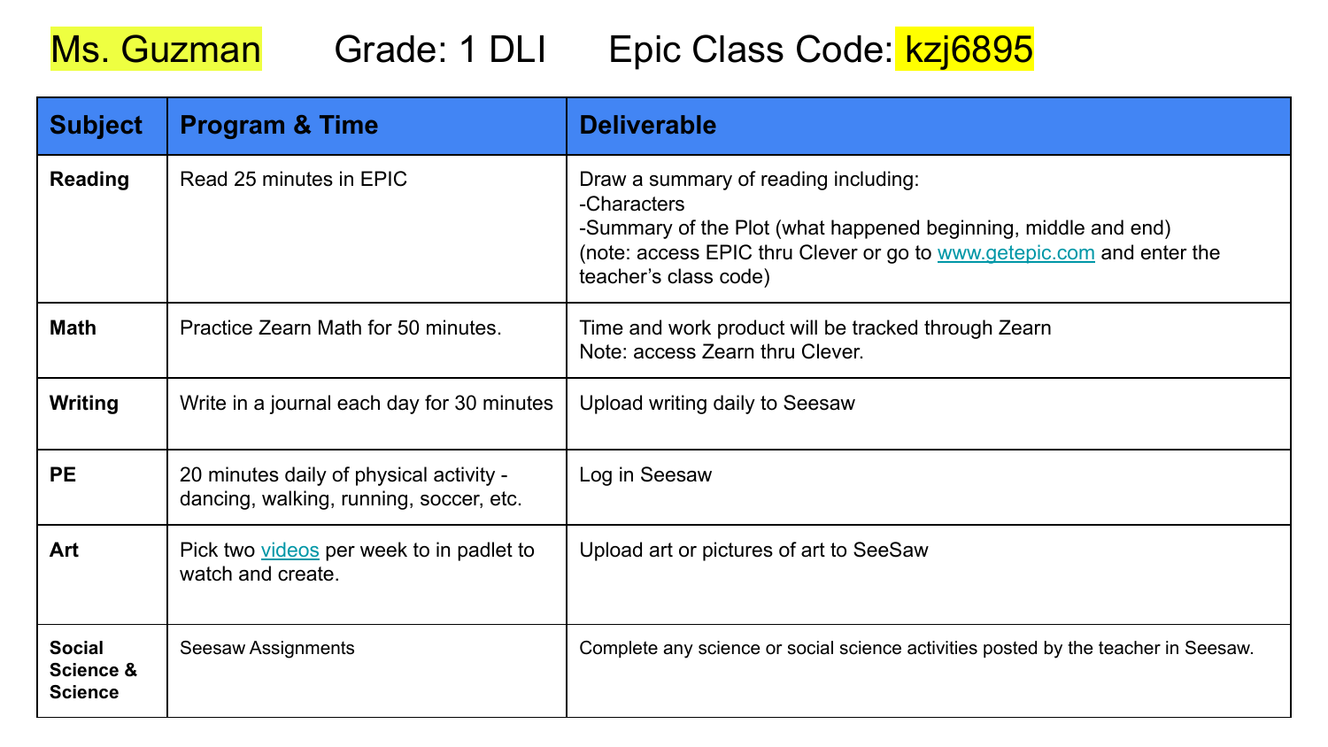Ms. Guzman    Grade: 1 DLI    Epic Class Code: kzj6895

| Subject | Program & Time | Deliverable |
| --- | --- | --- |
| **Reading** | Read 25 minutes in EPIC | Draw a summary of reading including:<br>-Characters<br>-Summary of the Plot (what happened beginning, middle and end)<br>(note: access EPIC thru Clever or go to [www.getepic.com](http://www.getepic.com) and enter the teacher's class code) |
| **Math** | Practice Zearn Math for 50 minutes. | Time and work product will be tracked through Zearn<br>Note: access Zearn thru Clever. |
| **Writing** | Write in a journal each day for 30 minutes | Upload writing daily to Seesaw |
| **PE** | 20 minutes daily of physical activity - dancing, walking, running, soccer, etc. | Log in Seesaw |
| **Art** | Pick two videos per week to in padlet to watch and create. | Upload art or pictures of art to SeeSaw |
| **Social Science & Science** | Seesaw Assignments | Complete any science or social science activities posted by the teacher in Seesaw. |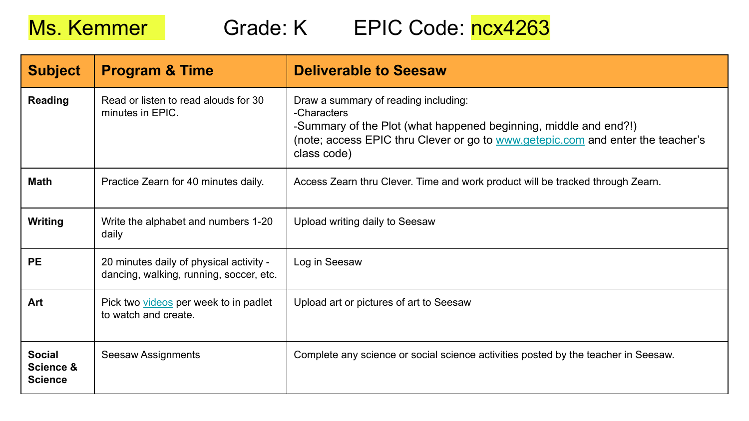Ms. Kemmer Grade: K EPIC Code: ncx4263

| Subject | Program & Time | Deliverable to Seesaw |
| --- | --- | --- |
| **Reading** | Read or listen to read alouds for 30 minutes in EPIC. | Draw a summary of reading including:<br>-Characters<br>-Summary of the Plot (what happened beginning, middle and end?!)<br>(note; access EPIC thru Clever or go to www.getepic.com and enter the teacher's class code) |
| **Math** | Practice Zearn for 40 minutes daily. | Access Zearn thru Clever. Time and work product will be tracked through Zearn. |
| **Writing** | Write the alphabet and numbers 1-20 daily | Upload writing daily to Seesaw |
| **PE** | 20 minutes daily of physical activity - dancing, walking, running, soccer, etc. | Log in Seesaw |
| **Art** | Pick two videos per week to in padlet to watch and create. | Upload art or pictures of art to Seesaw |
| **Social Science & Science** | Seesaw Assignments | Complete any science or social science activities posted by the teacher in Seesaw. |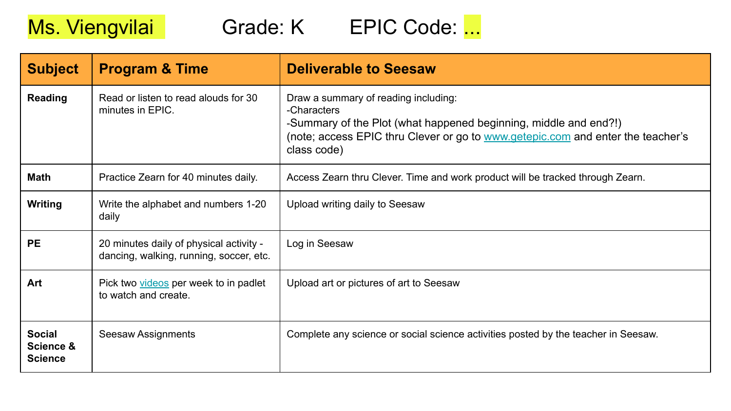Ms. Viengvilai Grade: K EPIC Code: ...

| Subject | Program & Time | Deliverable to Seesaw |
| --- | --- | --- |
| **Reading** | Read or listen to read alouds for 30 minutes in EPIC. | Draw a summary of reading including:<br>-Characters<br>-Summary of the Plot (what happened beginning, middle and end?!)<br>(note; access EPIC thru Clever or go to [www.getepic.com](http://www.getepic.com) and enter the teacher's class code) |
| **Math** | Practice Zearn for 40 minutes daily. | Access Zearn thru Clever. Time and work product will be tracked through Zearn. |
| **Writing** | Write the alphabet and numbers 1-20 daily | Upload writing daily to Seesaw |
| **PE** | 20 minutes daily of physical activity - dancing, walking, running, soccer, etc. | Log in Seesaw |
| **Art** | Pick two videos per week to in padlet to watch and create. | Upload art or pictures of art to Seesaw |
| **Social Science & Science** | Seesaw Assignments | Complete any science or social science activities posted by the teacher in Seesaw. |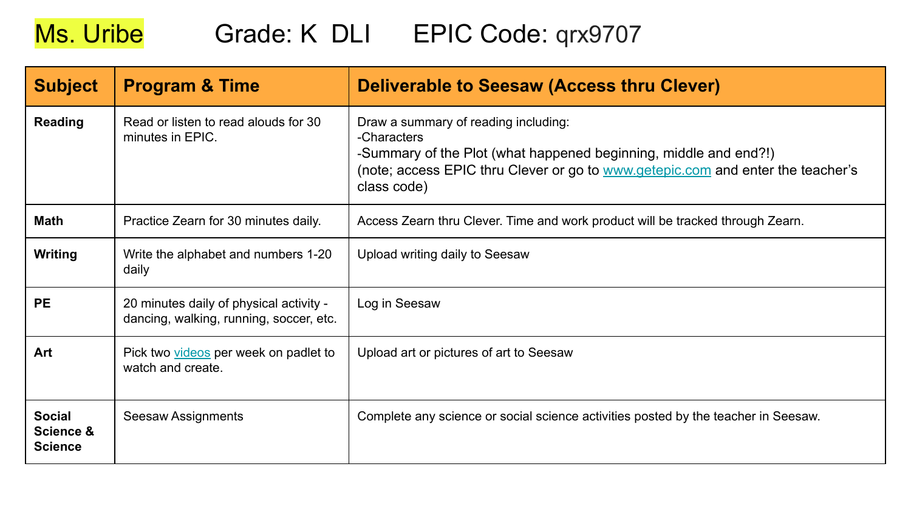Ms. Uribe      Grade: K  DLI      EPIC Code: qrx9707

| Subject | Program & Time | Deliverable to Seesaw (Access thru Clever) |
|---|---|---|
| **Reading** | Read or listen to read alouds for 30 minutes in EPIC. | Draw a summary of reading including:<br>-Characters<br>-Summary of the Plot (what happened beginning, middle and end?!)<br>(note; access EPIC thru Clever or go to [www.getepic.com](www.getepic.com) and enter the teacher's class code) |
| **Math** | Practice Zearn for 30 minutes daily. | Access Zearn thru Clever. Time and work product will be tracked through Zearn. |
| **Writing** | Write the alphabet and numbers 1-20 daily | Upload writing daily to Seesaw |
| **PE** | 20 minutes daily of physical activity - dancing, walking, running, soccer, etc. | Log in Seesaw |
| **Art** | Pick two videos per week on padlet to watch and create. | Upload art or pictures of art to Seesaw |
| **Social Science & Science** | Seesaw Assignments | Complete any science or social science activities posted by the teacher in Seesaw. |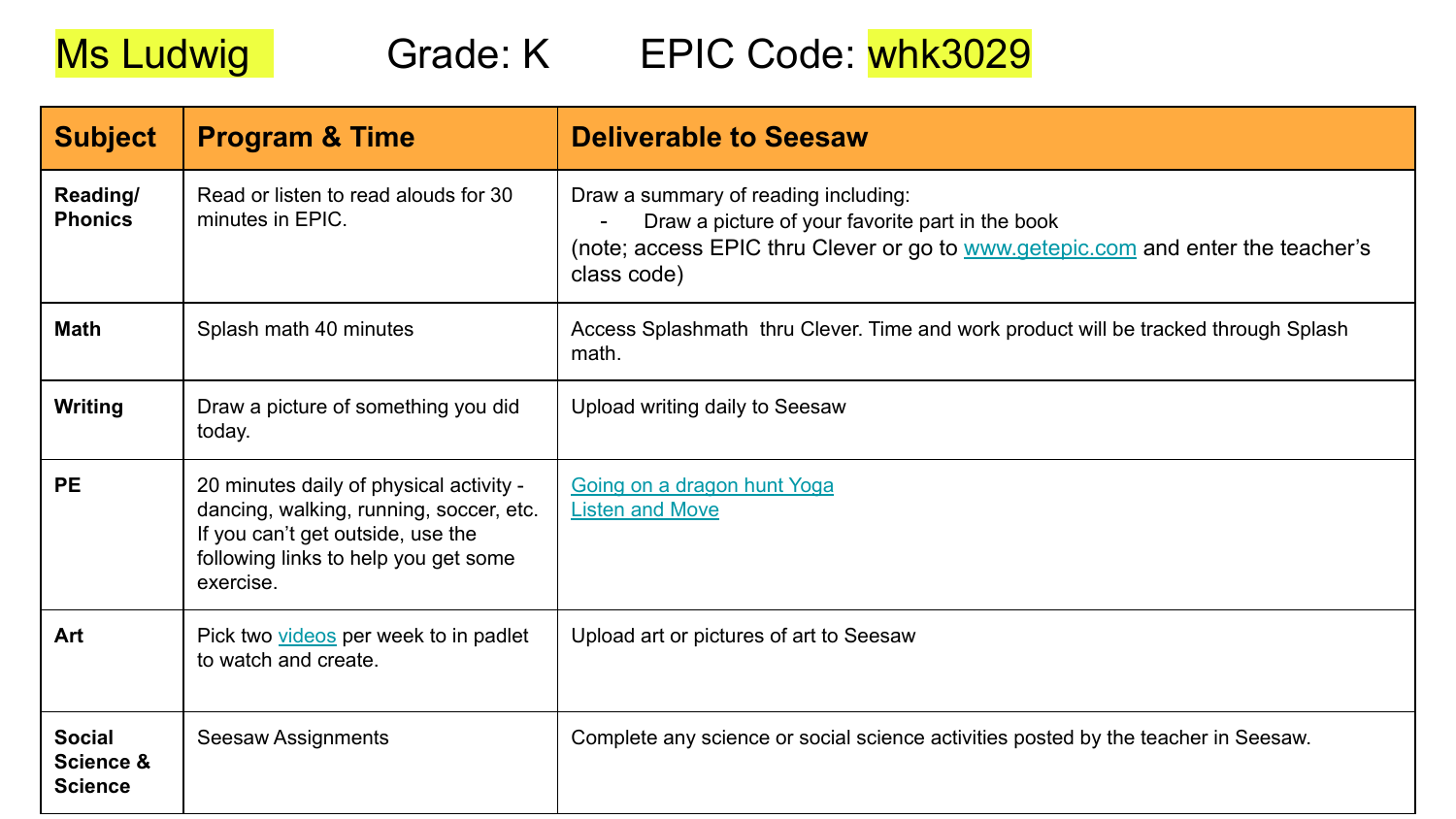Ms Ludwig Grade: K EPIC Code: whk3029

| Subject | Program & Time | Deliverable to Seesaw |
| --- | --- | --- |
| Reading/ Phonics | Read or listen to read alouds for 30 minutes in EPIC. | Draw a summary of reading including:<br>- Draw a picture of your favorite part in the book<br>(note; access EPIC thru Clever or go to www.getepic.com and enter the teacher's class code) |
| Math | Splash math 40 minutes | Access Splashmath thru Clever. Time and work product will be tracked through Splash math. |
| Writing | Draw a picture of something you did today. | Upload writing daily to Seesaw |
| PE | 20 minutes daily of physical activity - dancing, walking, running, soccer, etc. If you can't get outside, use the following links to help you get some exercise. | Going on a dragon hunt Yoga<br>Listen and Move |
| Art | Pick two videos per week to in padlet to watch and create. | Upload art or pictures of art to Seesaw |
| Social Science & Science | Seesaw Assignments | Complete any science or social science activities posted by the teacher in Seesaw. |